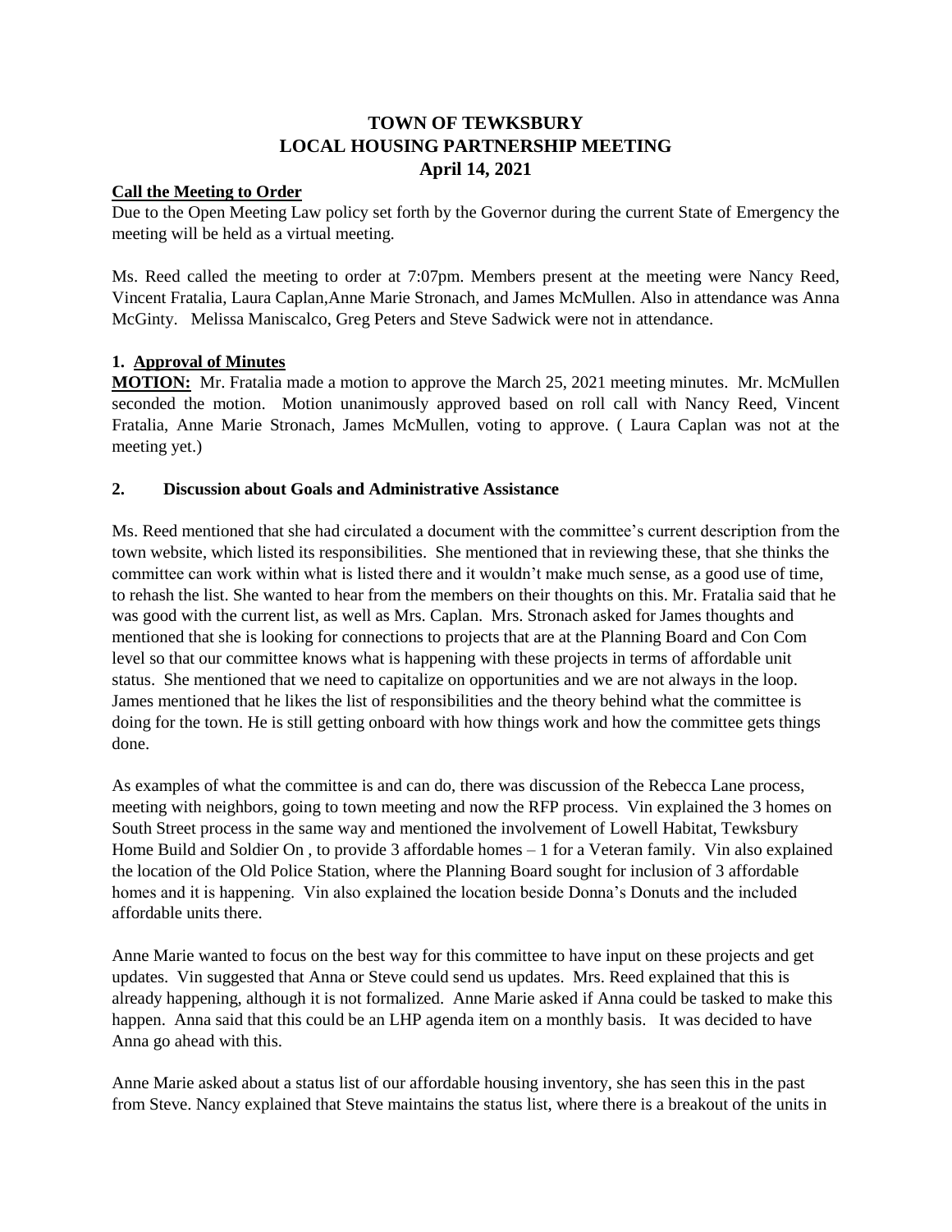# TOWN OF TEWKSBURY
# LOCAL HOUSING PARTNERSHIP MEETING
# April 14, 2021

**Call the Meeting to Order**

Due to the Open Meeting Law policy set forth by the Governor during the current State of Emergency the meeting will be held as a virtual meeting.

Ms. Reed called the meeting to order at 7:07pm. Members present at the meeting were Nancy Reed, Vincent Fratalia, Laura Caplan,Anne Marie Stronach, and James McMullen. Also in attendance was Anna McGinty. Melissa Maniscalco, Greg Peters and Steve Sadwick were not in attendance.

**1. Approval of Minutes**

**MOTION:** Mr. Fratalia made a motion to approve the March 25, 2021 meeting minutes. Mr. McMullen seconded the motion. Motion unanimously approved based on roll call with Nancy Reed, Vincent Fratalia, Anne Marie Stronach, James McMullen, voting to approve. ( Laura Caplan was not at the meeting yet.)

**2. Discussion about Goals and Administrative Assistance**

Ms. Reed mentioned that she had circulated a document with the committee's current description from the town website, which listed its responsibilities. She mentioned that in reviewing these, that she thinks the committee can work within what is listed there and it wouldn't make much sense, as a good use of time, to rehash the list. She wanted to hear from the members on their thoughts on this. Mr. Fratalia said that he was good with the current list, as well as Mrs. Caplan. Mrs. Stronach asked for James thoughts and mentioned that she is looking for connections to projects that are at the Planning Board and Con Com level so that our committee knows what is happening with these projects in terms of affordable unit status. She mentioned that we need to capitalize on opportunities and we are not always in the loop. James mentioned that he likes the list of responsibilities and the theory behind what the committee is doing for the town. He is still getting onboard with how things work and how the committee gets things done.

As examples of what the committee is and can do, there was discussion of the Rebecca Lane process, meeting with neighbors, going to town meeting and now the RFP process. Vin explained the 3 homes on South Street process in the same way and mentioned the involvement of Lowell Habitat, Tewksbury Home Build and Soldier On , to provide 3 affordable homes – 1 for a Veteran family. Vin also explained the location of the Old Police Station, where the Planning Board sought for inclusion of 3 affordable homes and it is happening. Vin also explained the location beside Donna's Donuts and the included affordable units there.

Anne Marie wanted to focus on the best way for this committee to have input on these projects and get updates. Vin suggested that Anna or Steve could send us updates. Mrs. Reed explained that this is already happening, although it is not formalized. Anne Marie asked if Anna could be tasked to make this happen. Anna said that this could be an LHP agenda item on a monthly basis. It was decided to have Anna go ahead with this.

Anne Marie asked about a status list of our affordable housing inventory, she has seen this in the past from Steve. Nancy explained that Steve maintains the status list, where there is a breakout of the units in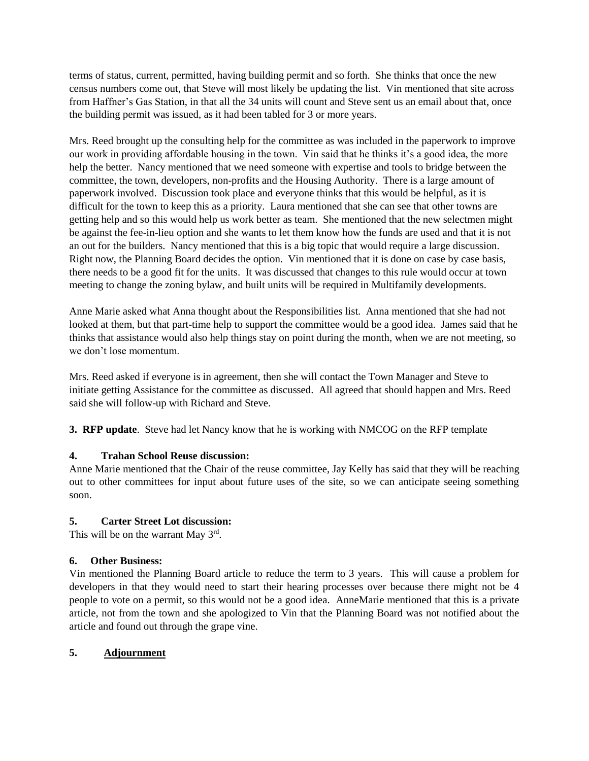terms of status, current, permitted, having building permit and so forth. She thinks that once the new census numbers come out, that Steve will most likely be updating the list. Vin mentioned that site across from Haffner's Gas Station, in that all the 34 units will count and Steve sent us an email about that, once the building permit was issued, as it had been tabled for 3 or more years.

Mrs. Reed brought up the consulting help for the committee as was included in the paperwork to improve our work in providing affordable housing in the town. Vin said that he thinks it's a good idea, the more help the better. Nancy mentioned that we need someone with expertise and tools to bridge between the committee, the town, developers, non-profits and the Housing Authority. There is a large amount of paperwork involved. Discussion took place and everyone thinks that this would be helpful, as it is difficult for the town to keep this as a priority. Laura mentioned that she can see that other towns are getting help and so this would help us work better as team. She mentioned that the new selectmen might be against the fee-in-lieu option and she wants to let them know how the funds are used and that it is not an out for the builders. Nancy mentioned that this is a big topic that would require a large discussion. Right now, the Planning Board decides the option. Vin mentioned that it is done on case by case basis, there needs to be a good fit for the units. It was discussed that changes to this rule would occur at town meeting to change the zoning bylaw, and built units will be required in Multifamily developments.

Anne Marie asked what Anna thought about the Responsibilities list. Anna mentioned that she had not looked at them, but that part-time help to support the committee would be a good idea. James said that he thinks that assistance would also help things stay on point during the month, when we are not meeting, so we don't lose momentum.

Mrs. Reed asked if everyone is in agreement, then she will contact the Town Manager and Steve to initiate getting Assistance for the committee as discussed. All agreed that should happen and Mrs. Reed said she will follow-up with Richard and Steve.

**3. RFP update**. Steve had let Nancy know that he is working with NMCOG on the RFP template

**4. Trahan School Reuse discussion:**

Anne Marie mentioned that the Chair of the reuse committee, Jay Kelly has said that they will be reaching out to other committees for input about future uses of the site, so we can anticipate seeing something soon.

**5. Carter Street Lot discussion:**

This will be on the warrant May 3rd.

**6. Other Business:**

Vin mentioned the Planning Board article to reduce the term to 3 years. This will cause a problem for developers in that they would need to start their hearing processes over because there might not be 4 people to vote on a permit, so this would not be a good idea. AnneMarie mentioned that this is a private article, not from the town and she apologized to Vin that the Planning Board was not notified about the article and found out through the grape vine.

**5. Adjournment**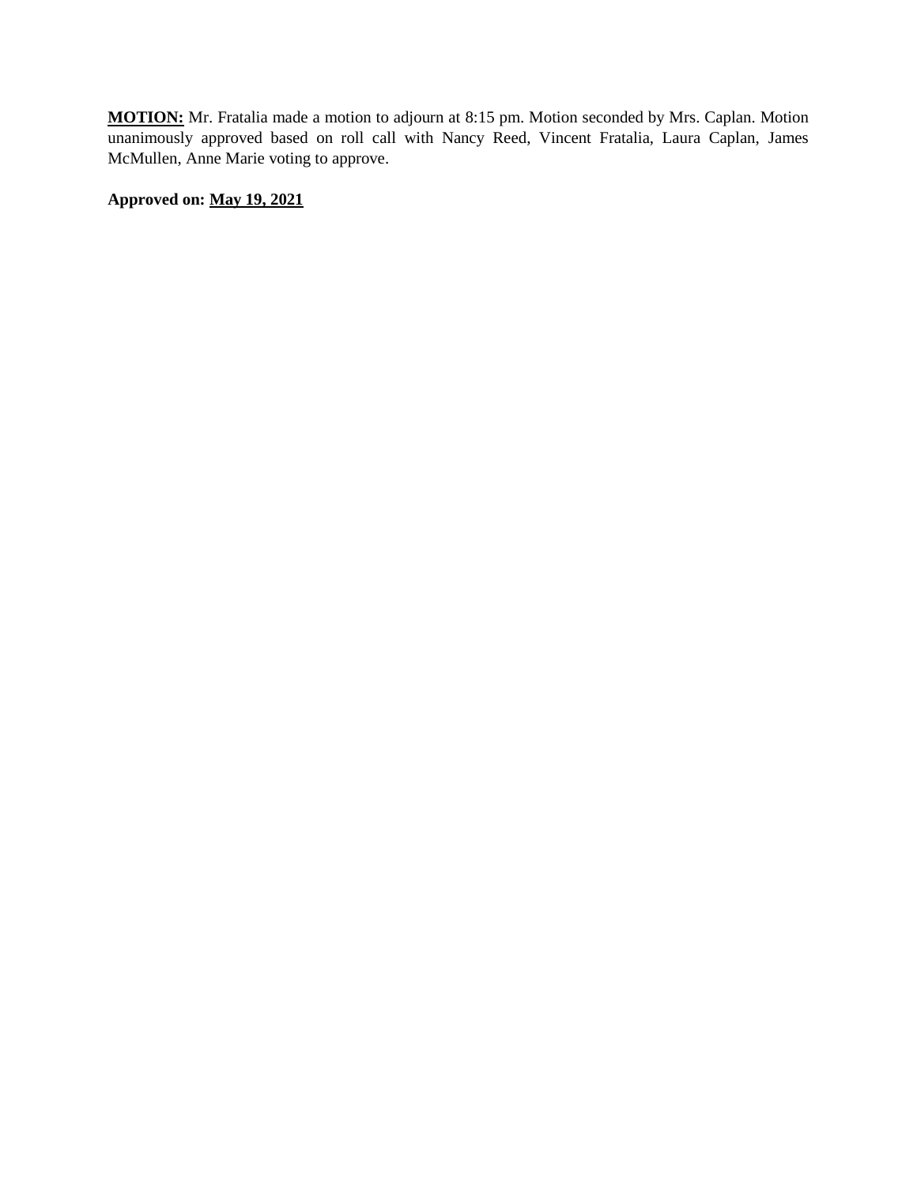**MOTION:** Mr. Fratalia made a motion to adjourn at 8:15 pm. Motion seconded by Mrs. Caplan. Motion unanimously approved based on roll call with Nancy Reed, Vincent Fratalia, Laura Caplan, James McMullen, Anne Marie voting to approve.

**Approved on: May 19, 2021**